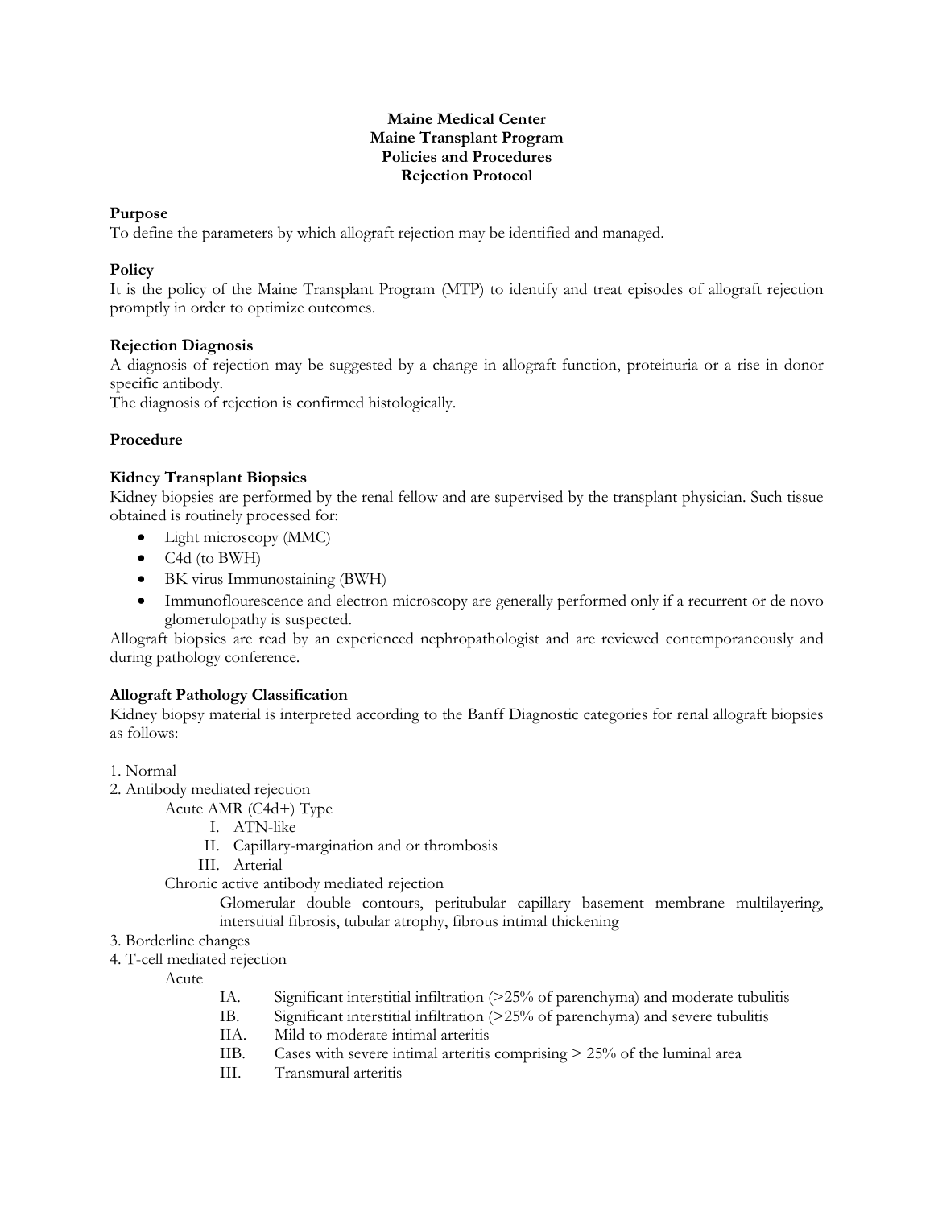**Maine Medical Center**
**Maine Transplant Program**
**Policies and Procedures**
**Rejection Protocol**

**Purpose**
To define the parameters by which allograft rejection may be identified and managed.

**Policy**
It is the policy of the Maine Transplant Program (MTP) to identify and treat episodes of allograft rejection promptly in order to optimize outcomes.

**Rejection Diagnosis**
A diagnosis of rejection may be suggested by a change in allograft function, proteinuria or a rise in donor specific antibody.
The diagnosis of rejection is confirmed histologically.

**Procedure**

**Kidney Transplant Biopsies**
Kidney biopsies are performed by the renal fellow and are supervised by the transplant physician. Such tissue obtained is routinely processed for:

- Light microscopy (MMC)
- C4d (to BWH)
- BK virus Immunostaining (BWH)
- Immunoflourescence and electron microscopy are generally performed only if a recurrent or de novo glomerulopathy is suspected.

Allograft biopsies are read by an experienced nephropathologist and are reviewed contemporaneously and during pathology conference.

**Allograft Pathology Classification**
Kidney biopsy material is interpreted according to the Banff Diagnostic categories for renal allograft biopsies as follows:

1. Normal
2. Antibody mediated rejection
   - Acute AMR (C4d+) Type
     - I. ATN-like
     - II. Capillary-margination and or thrombosis
     - III. Arterial
   - Chronic active antibody mediated rejection
     - Glomerular double contours, peritubular capillary basement membrane multilayering, interstitial fibrosis, tubular atrophy, fibrous intimal thickening
3. Borderline changes
4. T-cell mediated rejection
   - Acute
     - IA. Significant interstitial infiltration (>25% of parenchyma) and moderate tubulitis
     - IB. Significant interstitial infiltration (>25% of parenchyma) and severe tubulitis
     - IIA. Mild to moderate intimal arteritis
     - IIB. Cases with severe intimal arteritis comprising > 25% of the luminal area
     - III. Transmural arteritis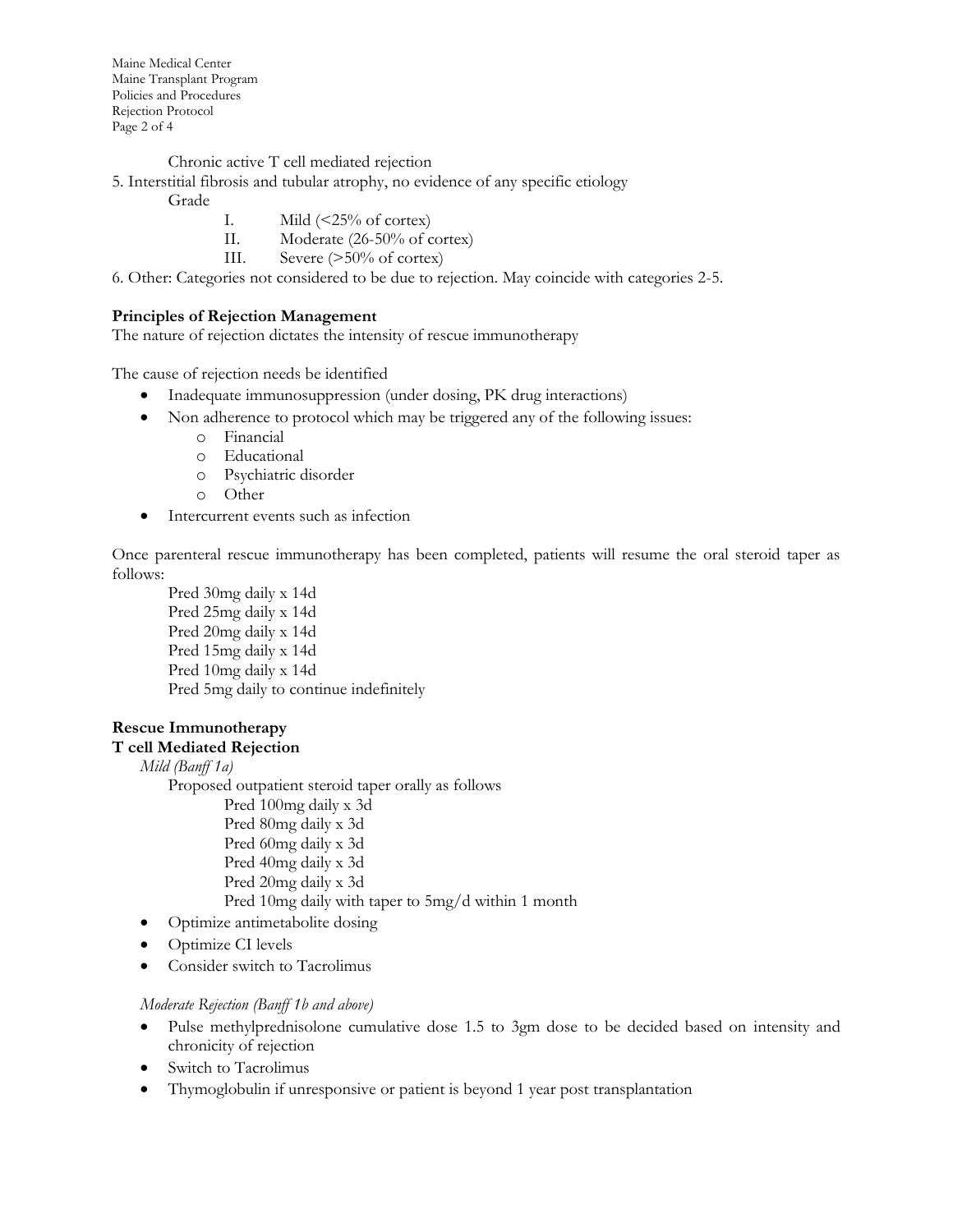Chronic active T cell mediated rejection

5. Interstitial fibrosis and tubular atrophy, no evidence of any specific etiology

    Grade

    I. Mild (<25% of cortex)
    II. Moderate (26-50% of cortex)
    III. Severe (>50% of cortex)

6. Other: Categories not considered to be due to rejection. May coincide with categories 2-5.

**Principles of Rejection Management**

The nature of rejection dictates the intensity of rescue immunotherapy

The cause of rejection needs be identified

- Inadequate immunosuppression (under dosing, PK drug interactions)
- Non adherence to protocol which may be triggered any of the following issues:
    - Financial
    - Educational
    - Psychiatric disorder
    - Other
- Intercurrent events such as infection

Once parenteral rescue immunotherapy has been completed, patients will resume the oral steroid taper as follows:

Pred 30mg daily x 14d
Pred 25mg daily x 14d
Pred 20mg daily x 14d
Pred 15mg daily x 14d
Pred 10mg daily x 14d
Pred 5mg daily to continue indefinitely

**Rescue Immunotherapy**

**T cell Mediated Rejection**

*Mild (Banff 1a)*

Proposed outpatient steroid taper orally as follows

Pred 100mg daily x 3d
Pred 80mg daily x 3d
Pred 60mg daily x 3d
Pred 40mg daily x 3d
Pred 20mg daily x 3d
Pred 10mg daily with taper to 5mg/d within 1 month

- Optimize antimetabolite dosing
- Optimize CI levels
- Consider switch to Tacrolimus

*Moderate Rejection (Banff 1b and above)*

- Pulse methylprednisolone cumulative dose 1.5 to 3gm dose to be decided based on intensity and chronicity of rejection
- Switch to Tacrolimus
- Thymoglobulin if unresponsive or patient is beyond 1 year post transplantation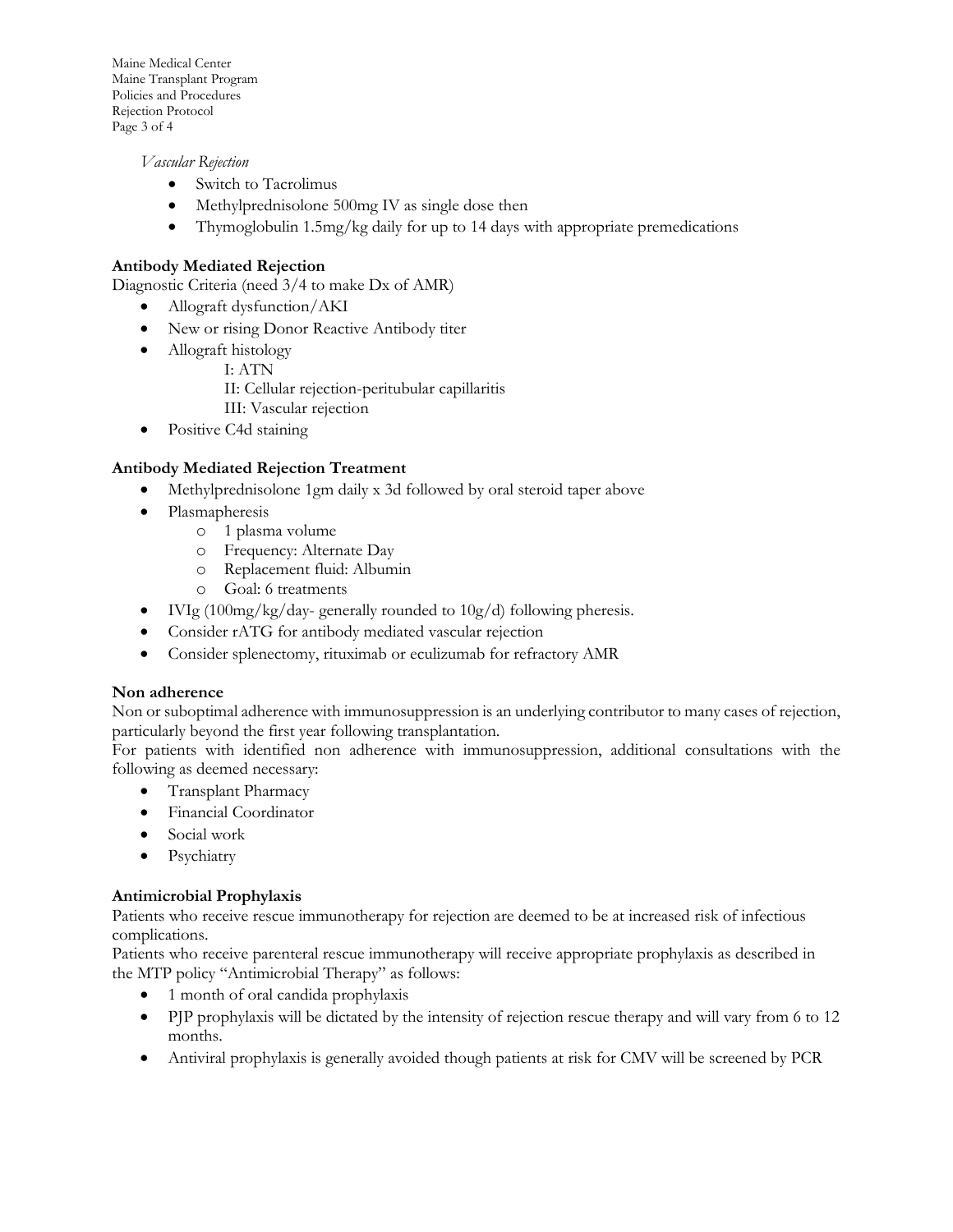*Vascular Rejection*

- Switch to Tacrolimus
- Methylprednisolone 500mg IV as single dose then
- Thymoglobulin 1.5mg/kg daily for up to 14 days with appropriate premedications

**Antibody Mediated Rejection**

Diagnostic Criteria (need 3/4 to make Dx of AMR)

- Allograft dysfunction/AKI
- New or rising Donor Reactive Antibody titer
- Allograft histology
  - I: ATN
  - II: Cellular rejection-peritubular capillaritis
  - III: Vascular rejection
- Positive C4d staining

**Antibody Mediated Rejection Treatment**

- Methylprednisolone 1gm daily x 3d followed by oral steroid taper above
- Plasmapheresis
  - 1 plasma volume
  - Frequency: Alternate Day
  - Replacement fluid: Albumin
  - Goal: 6 treatments
- IVIg (100mg/kg/day- generally rounded to 10g/d) following pheresis.
- Consider rATG for antibody mediated vascular rejection
- Consider splenectomy, rituximab or eculizumab for refractory AMR

**Non adherence**

Non or suboptimal adherence with immunosuppression is an underlying contributor to many cases of rejection, particularly beyond the first year following transplantation.

For patients with identified non adherence with immunosuppression, additional consultations with the following as deemed necessary:

- Transplant Pharmacy
- Financial Coordinator
- Social work
- Psychiatry

**Antimicrobial Prophylaxis**

Patients who receive rescue immunotherapy for rejection are deemed to be at increased risk of infectious complications.

Patients who receive parenteral rescue immunotherapy will receive appropriate prophylaxis as described in the MTP policy "Antimicrobial Therapy" as follows:

- 1 month of oral candida prophylaxis
- PJP prophylaxis will be dictated by the intensity of rejection rescue therapy and will vary from 6 to 12 months.
- Antiviral prophylaxis is generally avoided though patients at risk for CMV will be screened by PCR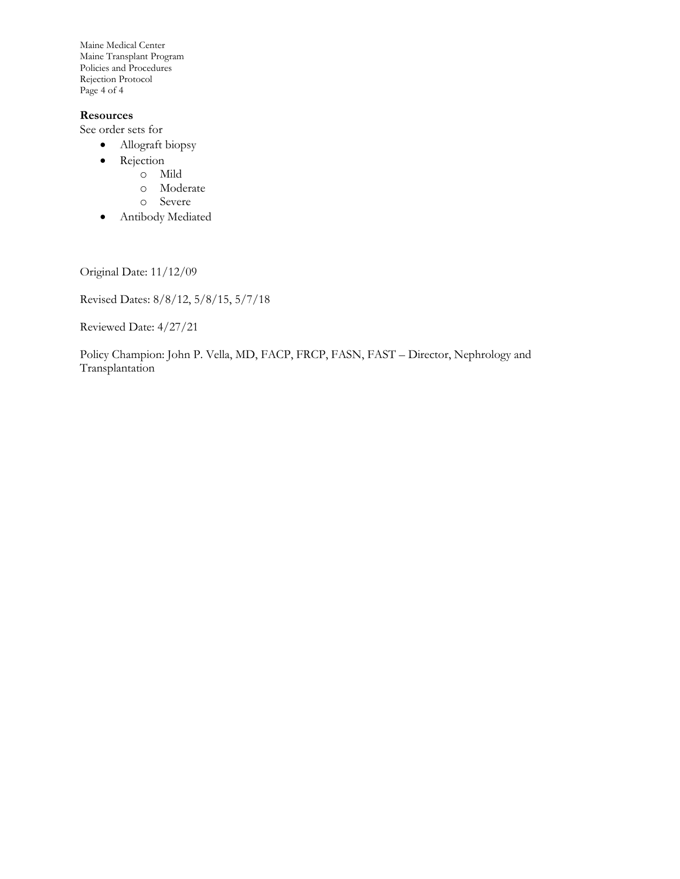**Resources**

See order sets for

- Allograft biopsy
- Rejection
  - Mild
  - Moderate
  - Severe
- Antibody Mediated

Original Date: 11/12/09

Revised Dates: 8/8/12, 5/8/15, 5/7/18

Reviewed Date: 4/27/21

Policy Champion: John P. Vella, MD, FACP, FRCP, FASN, FAST – Director, Nephrology and Transplantation